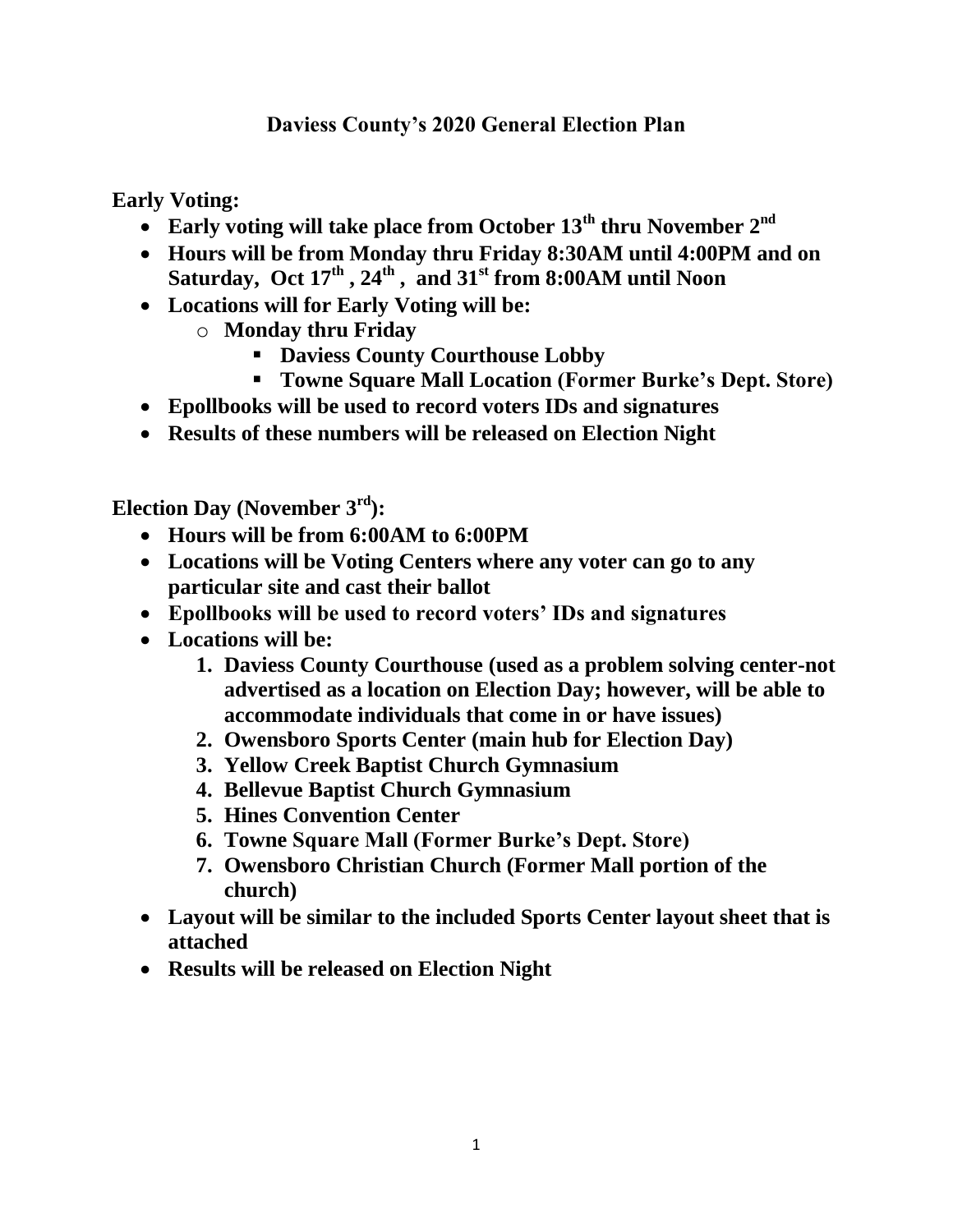# Daviess County's 2020 General Election Plan

**Early Voting:**

- **Early voting will take place from October 13th thru November 2nd**
- **Hours will be from Monday thru Friday 8:30AM until 4:00PM and on Saturday, Oct 17th , 24th , and 31st from 8:00AM until Noon**
- **Locations will for Early Voting will be:**
  - **Monday thru Friday**
    - **Daviess County Courthouse Lobby**
    - **Towne Square Mall Location (Former Burke's Dept. Store)**
- **Epollbooks will be used to record voters IDs and signatures**
- **Results of these numbers will be released on Election Night**

**Election Day (November 3rd):**

- **Hours will be from 6:00AM to 6:00PM**
- **Locations will be Voting Centers where any voter can go to any particular site and cast their ballot**
- **Epollbooks will be used to record voters' IDs and signatures**
- **Locations will be:**
  1. **Daviess County Courthouse (used as a problem solving center-not advertised as a location on Election Day; however, will be able to accommodate individuals that come in or have issues)**
  2. **Owensboro Sports Center (main hub for Election Day)**
  3. **Yellow Creek Baptist Church Gymnasium**
  4. **Bellevue Baptist Church Gymnasium**
  5. **Hines Convention Center**
  6. **Towne Square Mall (Former Burke's Dept. Store)**
  7. **Owensboro Christian Church (Former Mall portion of the church)**
- **Layout will be similar to the included Sports Center layout sheet that is attached**
- **Results will be released on Election Night**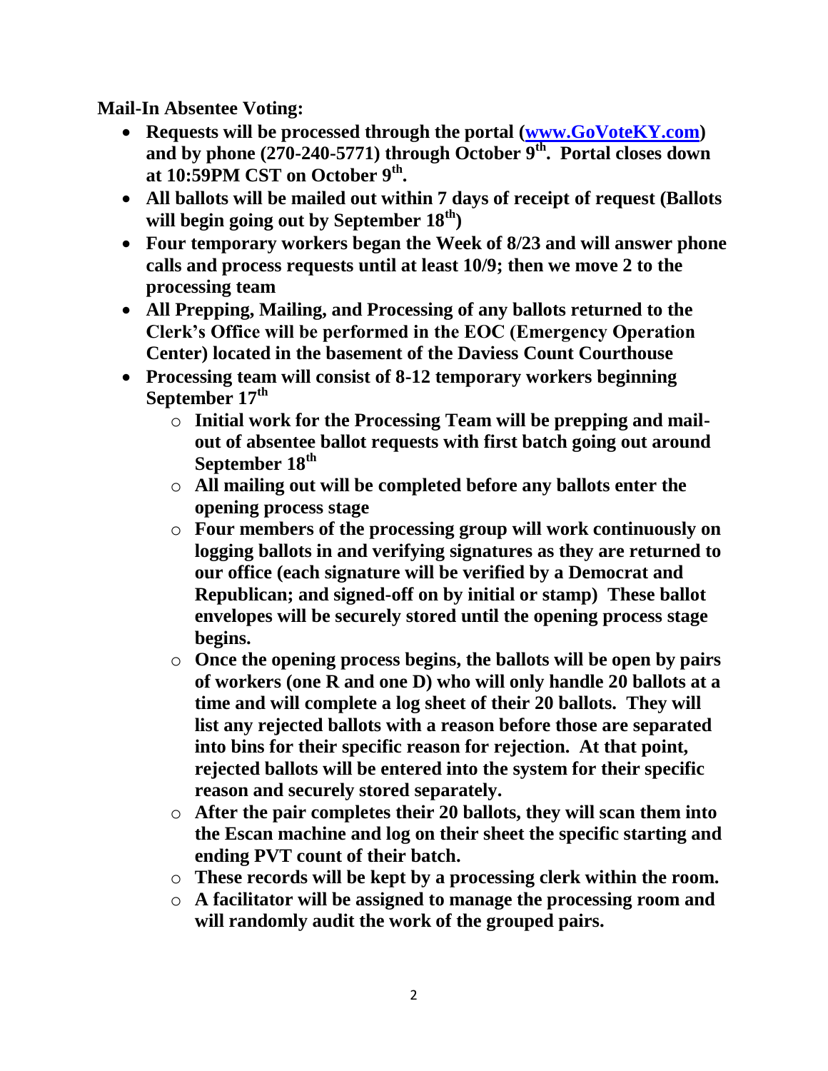**Mail-In Absentee Voting:**

- **Requests will be processed through the portal ([www.GoVoteKY.com](http://www.GoVoteKY.com)) and by phone (270-240-5771) through October 9th. Portal closes down at 10:59PM CST on October 9th.**
- **All ballots will be mailed out within 7 days of receipt of request (Ballots will begin going out by September 18th)**
- **Four temporary workers began the Week of 8/23 and will answer phone calls and process requests until at least 10/9; then we move 2 to the processing team**
- **All Prepping, Mailing, and Processing of any ballots returned to the Clerk's Office will be performed in the EOC (Emergency Operation Center) located in the basement of the Daviess Count Courthouse**
- **Processing team will consist of 8-12 temporary workers beginning September 17th**
  - **Initial work for the Processing Team will be prepping and mail-out of absentee ballot requests with first batch going out around September 18th**
  - **All mailing out will be completed before any ballots enter the opening process stage**
  - **Four members of the processing group will work continuously on logging ballots in and verifying signatures as they are returned to our office (each signature will be verified by a Democrat and Republican; and signed-off on by initial or stamp) These ballot envelopes will be securely stored until the opening process stage begins.**
  - **Once the opening process begins, the ballots will be open by pairs of workers (one R and one D) who will only handle 20 ballots at a time and will complete a log sheet of their 20 ballots. They will list any rejected ballots with a reason before those are separated into bins for their specific reason for rejection. At that point, rejected ballots will be entered into the system for their specific reason and securely stored separately.**
  - **After the pair completes their 20 ballots, they will scan them into the Escan machine and log on their sheet the specific starting and ending PVT count of their batch.**
  - **These records will be kept by a processing clerk within the room.**
  - **A facilitator will be assigned to manage the processing room and will randomly audit the work of the grouped pairs.**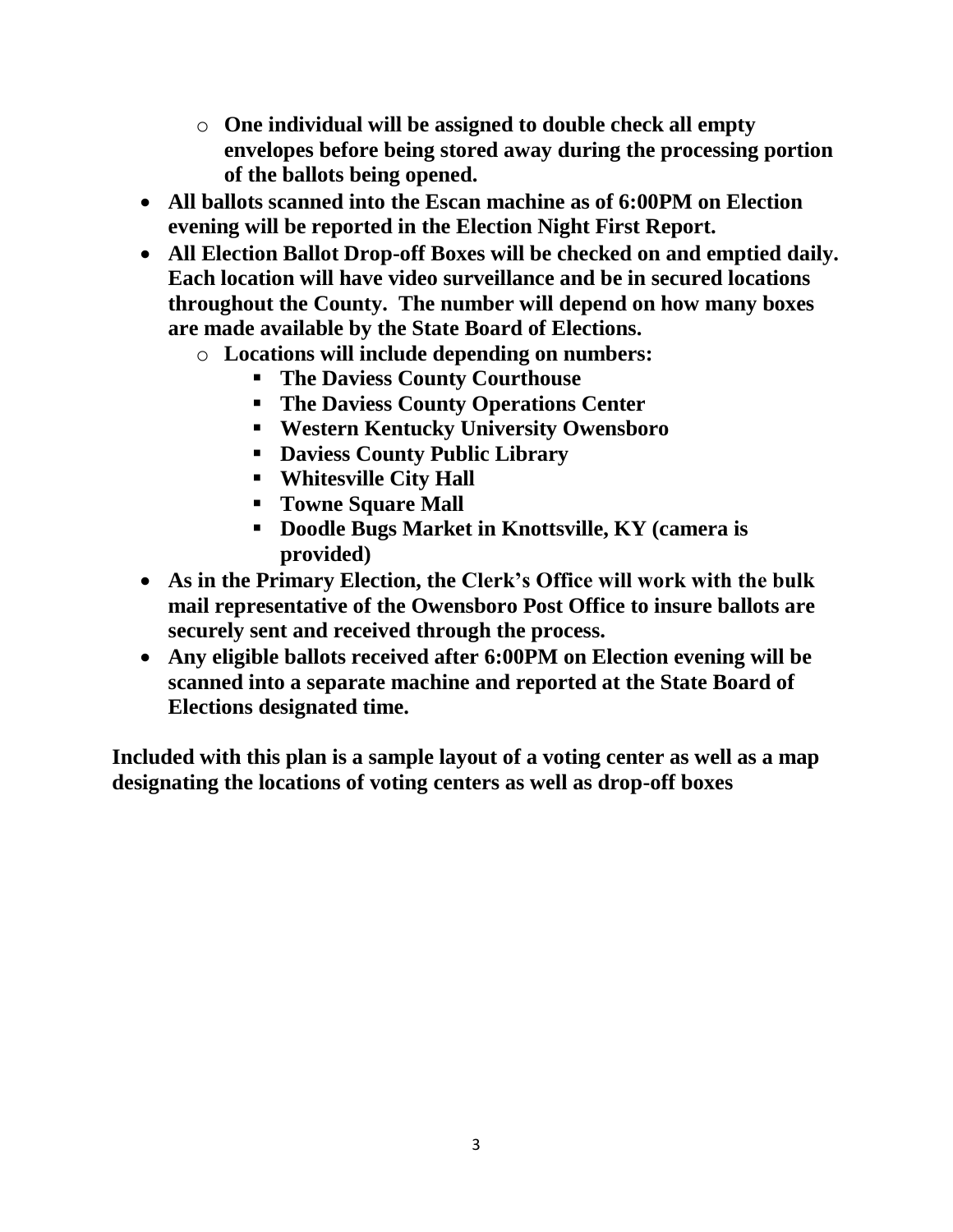- **One individual will be assigned to double check all empty envelopes before being stored away during the processing portion of the ballots being opened.**
- **All ballots scanned into the Escan machine as of 6:00PM on Election evening will be reported in the Election Night First Report.**
- **All Election Ballot Drop-off Boxes will be checked on and emptied daily. Each location will have video surveillance and be in secured locations throughout the County. The number will depend on how many boxes are made available by the State Board of Elections.**
  - **Locations will include depending on numbers:**
    - **The Daviess County Courthouse**
    - **The Daviess County Operations Center**
    - **Western Kentucky University Owensboro**
    - **Daviess County Public Library**
    - **Whitesville City Hall**
    - **Towne Square Mall**
    - **Doodle Bugs Market in Knottsville, KY (camera is provided)**
- **As in the Primary Election, the Clerk's Office will work with the bulk mail representative of the Owensboro Post Office to insure ballots are securely sent and received through the process.**
- **Any eligible ballots received after 6:00PM on Election evening will be scanned into a separate machine and reported at the State Board of Elections designated time.**

**Included with this plan is a sample layout of a voting center as well as a map designating the locations of voting centers as well as drop-off boxes**